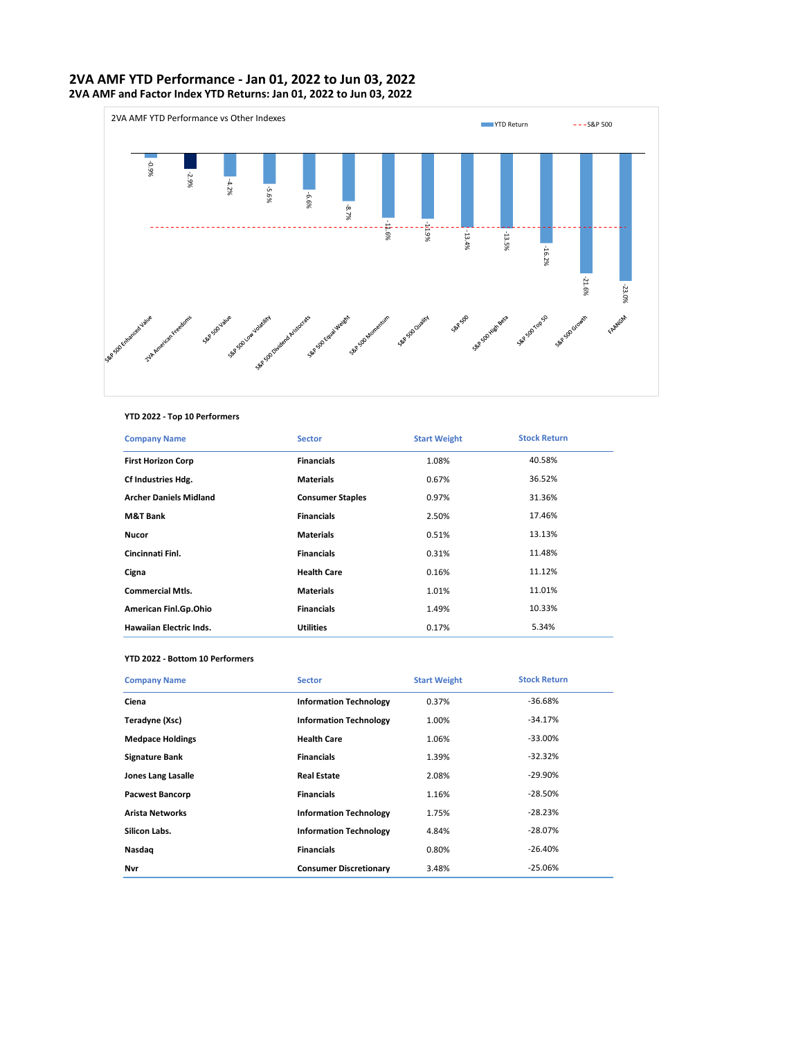# 2VA AMF YTD Performance - Jan 01, 2022 to Jun 03, 2022

## 2VA AMF and Factor Index YTD Returns: Jan 01, 2022 to Jun 03, 2022

2VA AMF YTD Performance vs Other Indexes

| Index | YTD Return |
|---|---|
| S&P 500 Enhanced Value | -0.9% |
| 2VA American Freedoms | -2.9% |
| S&P 500 Value | -4.2% |
| S&P 500 Low Volatility | -5.6% |
| S&P 500 Dividend Aristocrats | -6.6% |
| S&P 500 Equal Weight | -8.7% |
| S&P 500 Momentum | -11.6% |
| S&P 500 Quality | -11.9% |
| S&P 500 | -13.4% |
| S&P 500 High Beta | -13.5% |
| S&P 500 Top 50 | -16.2% |
| S&P 500 Growth | -21.6% |
| FAANGM | -23.0% |

**YTD 2022 - Top 10 Performers**

| Company Name | Sector | Start Weight | Stock Return |
|---|---|---|---|
| First Horizon Corp | Financials | 1.08% | 40.58% |
| Cf Industries Hdg. | Materials | 0.67% | 36.52% |
| Archer Daniels Midland | Consumer Staples | 0.97% | 31.36% |
| M&T Bank | Financials | 2.50% | 17.46% |
| Nucor | Materials | 0.51% | 13.13% |
| Cincinnati Finl. | Financials | 0.31% | 11.48% |
| Cigna | Health Care | 0.16% | 11.12% |
| Commercial Mtls. | Materials | 1.01% | 11.01% |
| American Finl.Gp.Ohio | Financials | 1.49% | 10.33% |
| Hawaiian Electric Inds. | Utilities | 0.17% | 5.34% |

**YTD 2022 - Bottom 10 Performers**

| Company Name | Sector | Start Weight | Stock Return |
|---|---|---|---|
| Ciena | Information Technology | 0.37% | -36.68% |
| Teradyne (Xsc) | Information Technology | 1.00% | -34.17% |
| Medpace Holdings | Health Care | 1.06% | -33.00% |
| Signature Bank | Financials | 1.39% | -32.32% |
| Jones Lang Lasalle | Real Estate | 2.08% | -29.90% |
| Pacwest Bancorp | Financials | 1.16% | -28.50% |
| Arista Networks | Information Technology | 1.75% | -28.23% |
| Silicon Labs. | Information Technology | 4.84% | -28.07% |
| Nasdaq | Financials | 0.80% | -26.40% |
| Nvr | Consumer Discretionary | 3.48% | -25.06% |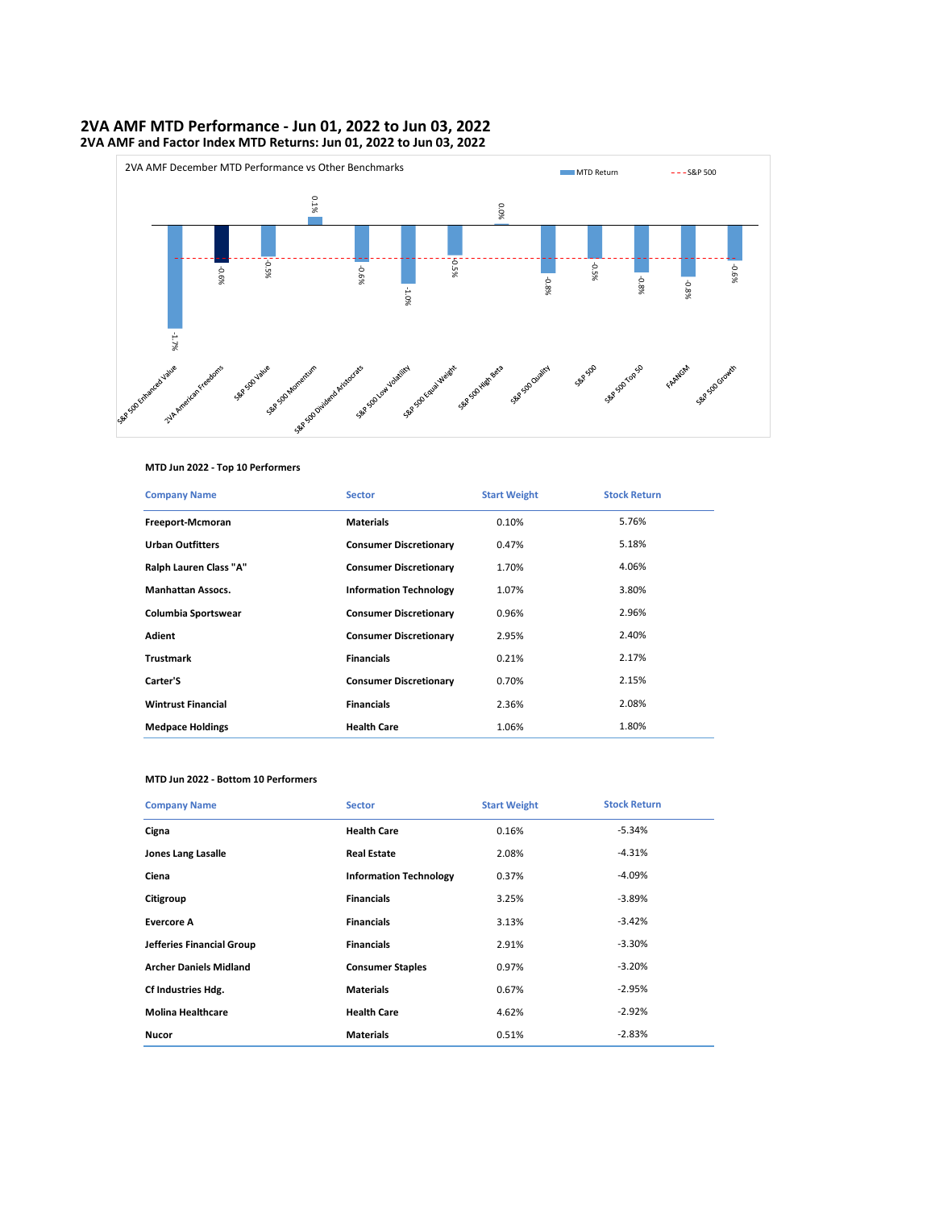## 2VA AMF MTD Performance - Jun 01, 2022 to Jun 03, 2022

### 2VA AMF and Factor Index MTD Returns: Jun 01, 2022 to Jun 03, 2022

2VA AMF December MTD Performance vs Other Benchmarks

| Index | MTD Return |
|---|---|
| S&P 500 Enhanced Value | -1.7% |
| 2VA American Freedoms | -0.6% |
| S&P 500 Value | -0.5% |
| S&P 500 Momentum | 0.1% |
| S&P 500 Dividend Aristocrats | -0.6% |
| S&P 500 Low Volatility | -1.0% |
| S&P 500 Equal Weight | -0.5% |
| S&P 500 High Beta | 0.0% |
| S&P 500 Quality | -0.8% |
| S&P 500 | -0.5% |
| S&P 500 Top 50 | -0.8% |
| FAANGM | -0.8% |
| S&P 500 Growth | -0.6% |

**MTD Jun 2022 - Top 10 Performers**

| Company Name | Sector | Start Weight | Stock Return |
|---|---|---|---|
| Freeport-Mcmoran | Materials | 0.10% | 5.76% |
| Urban Outfitters | Consumer Discretionary | 0.47% | 5.18% |
| Ralph Lauren Class "A" | Consumer Discretionary | 1.70% | 4.06% |
| Manhattan Assocs. | Information Technology | 1.07% | 3.80% |
| Columbia Sportswear | Consumer Discretionary | 0.96% | 2.96% |
| Adient | Consumer Discretionary | 2.95% | 2.40% |
| Trustmark | Financials | 0.21% | 2.17% |
| Carter'S | Consumer Discretionary | 0.70% | 2.15% |
| Wintrust Financial | Financials | 2.36% | 2.08% |
| Medpace Holdings | Health Care | 1.06% | 1.80% |

**MTD Jun 2022 - Bottom 10 Performers**

| Company Name | Sector | Start Weight | Stock Return |
|---|---|---|---|
| Cigna | Health Care | 0.16% | -5.34% |
| Jones Lang Lasalle | Real Estate | 2.08% | -4.31% |
| Ciena | Information Technology | 0.37% | -4.09% |
| Citigroup | Financials | 3.25% | -3.89% |
| Evercore A | Financials | 3.13% | -3.42% |
| Jefferies Financial Group | Financials | 2.91% | -3.30% |
| Archer Daniels Midland | Consumer Staples | 0.97% | -3.20% |
| Cf Industries Hdg. | Materials | 0.67% | -2.95% |
| Molina Healthcare | Health Care | 4.62% | -2.92% |
| Nucor | Materials | 0.51% | -2.83% |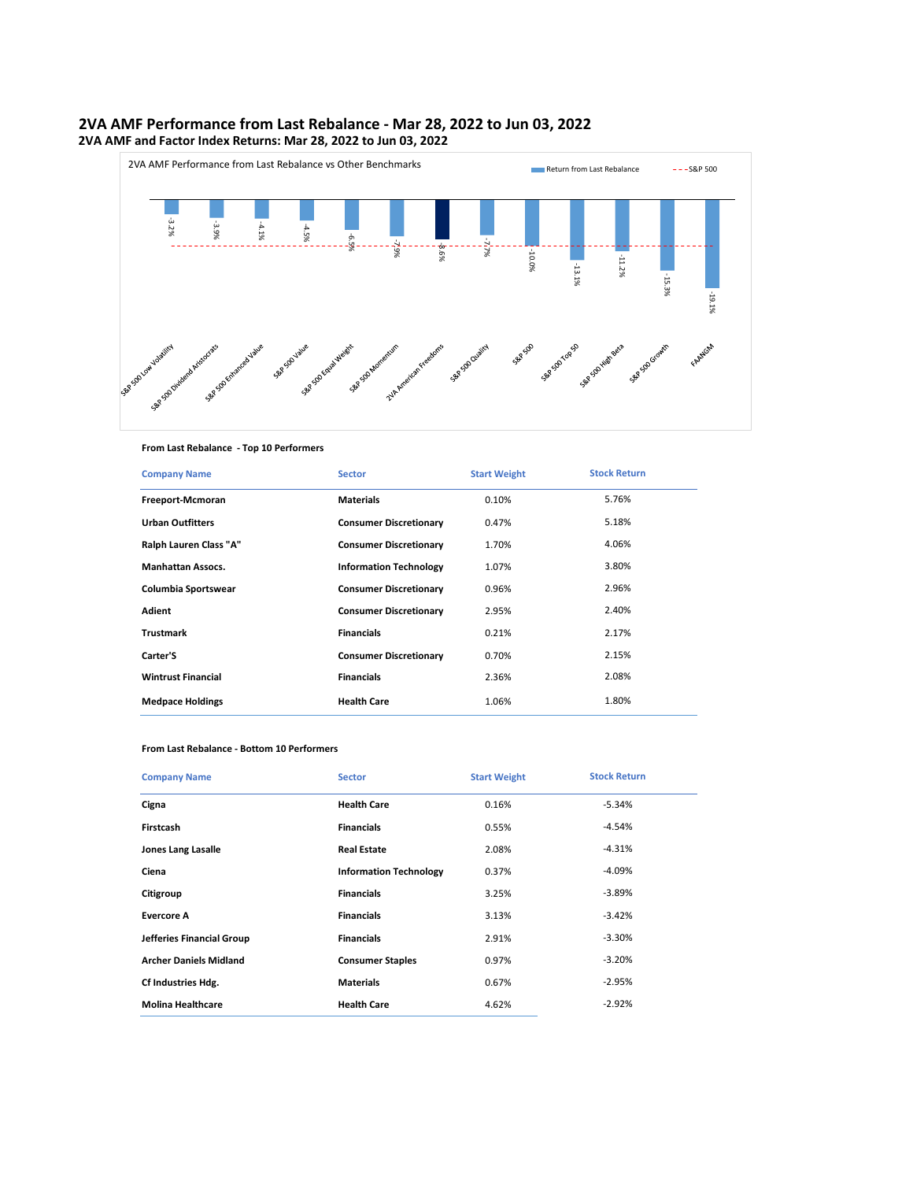## 2VA AMF Performance from Last Rebalance - Mar 28, 2022 to Jun 03, 2022

### 2VA AMF and Factor Index Returns: Mar 28, 2022 to Jun 03, 2022

2VA AMF Performance from Last Rebalance vs Other Benchmarks

Return from Last Rebalance
S&P 500

-3.2%
-3.9%
-4.1%
-4.5%
-6.5%
-7.9%
-8.6%
-7.7%
-10.0%
-13.1%
-11.2%
-15.3%
-19.1%

S&P 500 Low Volatility
S&P 500 Dividend Aristocrats
S&P 500 Enhanced Value
S&P 500 Value
S&P 500 Equal Weight
S&P 500 Momentum
2VA American Freedoms
S&P 500 Quality
S&P 500
S&P 500 Top 50
S&P 500 High Beta
S&P 500 Growth
FAANGM

**From Last Rebalance - Top 10 Performers**

| Company Name | Sector | Start Weight | Stock Return |
|---|---|---|---|
| Freeport-Mcmoran | Materials | 0.10% | 5.76% |
| Urban Outfitters | Consumer Discretionary | 0.47% | 5.18% |
| Ralph Lauren Class "A" | Consumer Discretionary | 1.70% | 4.06% |
| Manhattan Assocs. | Information Technology | 1.07% | 3.80% |
| Columbia Sportswear | Consumer Discretionary | 0.96% | 2.96% |
| Adient | Consumer Discretionary | 2.95% | 2.40% |
| Trustmark | Financials | 0.21% | 2.17% |
| Carter'S | Consumer Discretionary | 0.70% | 2.15% |
| Wintrust Financial | Financials | 2.36% | 2.08% |
| Medpace Holdings | Health Care | 1.06% | 1.80% |

**From Last Rebalance - Bottom 10 Performers**

| Company Name | Sector | Start Weight | Stock Return |
|---|---|---|---|
| Cigna | Health Care | 0.16% | -5.34% |
| Firstcash | Financials | 0.55% | -4.54% |
| Jones Lang Lasalle | Real Estate | 2.08% | -4.31% |
| Ciena | Information Technology | 0.37% | -4.09% |
| Citigroup | Financials | 3.25% | -3.89% |
| Evercore A | Financials | 3.13% | -3.42% |
| Jefferies Financial Group | Financials | 2.91% | -3.30% |
| Archer Daniels Midland | Consumer Staples | 0.97% | -3.20% |
| Cf Industries Hdg. | Materials | 0.67% | -2.95% |
| Molina Healthcare | Health Care | 4.62% | -2.92% |